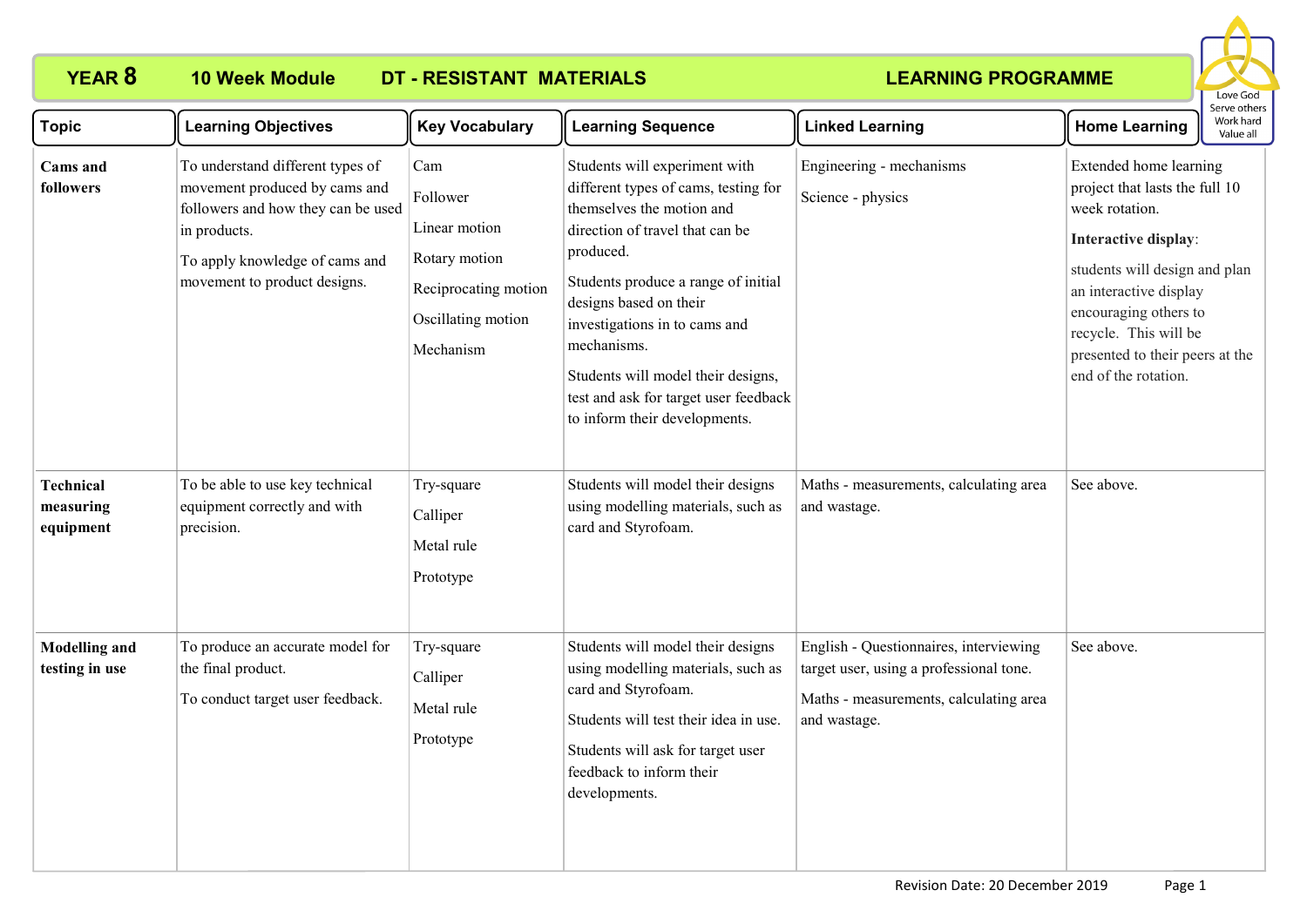# YEAR 8 10 Week Module DT - RESISTANT MATERIALS LEARNING PROGRAMME

Love God
Serve others
Work hard
Value all

| Topic | Learning Objectives | Key Vocabulary | Learning Sequence | Linked Learning | Home Learning |
|---|---|---|---|---|---|
| **Cams and followers** | To understand different types of movement produced by cams and followers and how they can be used in products.<br><br>To apply knowledge of cams and movement to product designs. | Cam<br>Follower<br>Linear motion<br>Rotary motion<br>Reciprocating motion<br>Oscillating motion<br>Mechanism | Students will experiment with different types of cams, testing for themselves the motion and direction of travel that can be produced.<br><br>Students produce a range of initial designs based on their investigations in to cams and mechanisms.<br><br>Students will model their designs, test and ask for target user feedback to inform their developments. | Engineering - mechanisms<br><br>Science - physics | Extended home learning project that lasts the full 10 week rotation.<br><br>**Interactive display**:<br><br>students will design and plan an interactive display encouraging others to recycle. This will be presented to their peers at the end of the rotation. |
| **Technical measuring equipment** | To be able to use key technical equipment correctly and with precision. | Try-square<br>Calliper<br>Metal rule<br>Prototype | Students will model their designs using modelling materials, such as card and Styrofoam. | Maths - measurements, calculating area and wastage. | See above. |
| **Modelling and testing in use** | To produce an accurate model for the final product.<br><br>To conduct target user feedback. | Try-square<br>Calliper<br>Metal rule<br>Prototype | Students will model their designs using modelling materials, such as card and Styrofoam.<br><br>Students will test their idea in use.<br><br>Students will ask for target user feedback to inform their developments. | English - Questionnaires, interviewing target user, using a professional tone.<br><br>Maths - measurements, calculating area and wastage. | See above. |

Revision Date: 20 December 2019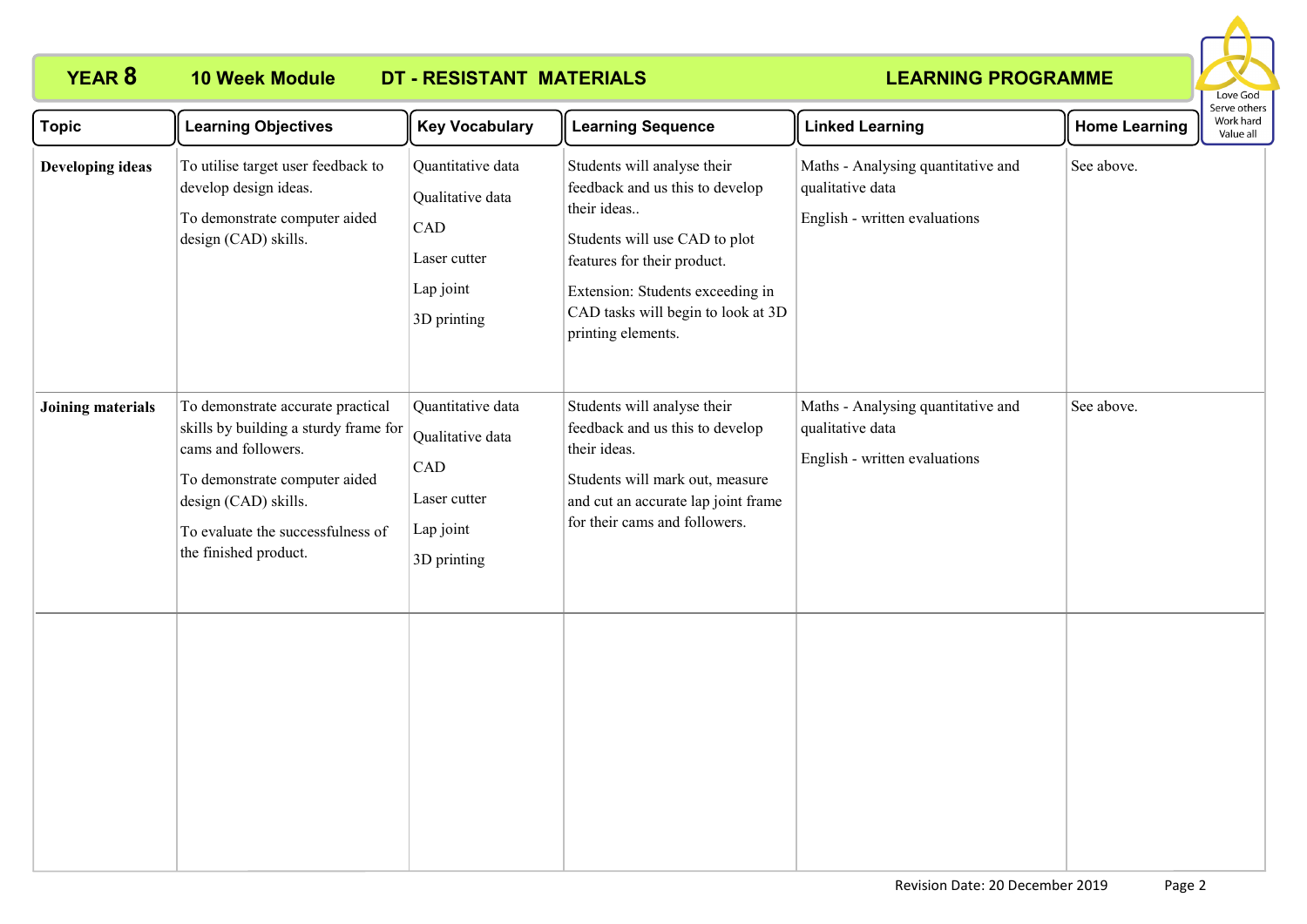# YEAR 8 10 Week Module DT - RESISTANT MATERIALS LEARNING PROGRAMME

Love God
Serve others
Work hard
Value all

| Topic | Learning Objectives | Key Vocabulary | Learning Sequence | Linked Learning | Home Learning |
|---|---|---|---|---|---|
| **Developing ideas** | To utilise target user feedback to develop design ideas.<br><br>To demonstrate computer aided design (CAD) skills. | Quantitative data<br><br>Qualitative data<br><br>CAD<br><br>Laser cutter<br><br>Lap joint<br><br>3D printing | Students will analyse their feedback and us this to develop their ideas..<br><br>Students will use CAD to plot features for their product.<br><br>Extension: Students exceeding in CAD tasks will begin to look at 3D printing elements. | Maths - Analysing quantitative and qualitative data<br><br>English - written evaluations | See above. |
| **Joining materials** | To demonstrate accurate practical skills by building a sturdy frame for cams and followers.<br><br>To demonstrate computer aided design (CAD) skills.<br><br>To evaluate the successfulness of the finished product. | Quantitative data<br><br>Qualitative data<br><br>CAD<br><br>Laser cutter<br><br>Lap joint<br><br>3D printing | Students will analyse their feedback and us this to develop their ideas.<br><br>Students will mark out, measure and cut an accurate lap joint frame for their cams and followers. | Maths - Analysing quantitative and qualitative data<br><br>English - written evaluations | See above. |
| | | | | | |

Revision Date: 20 December 2019